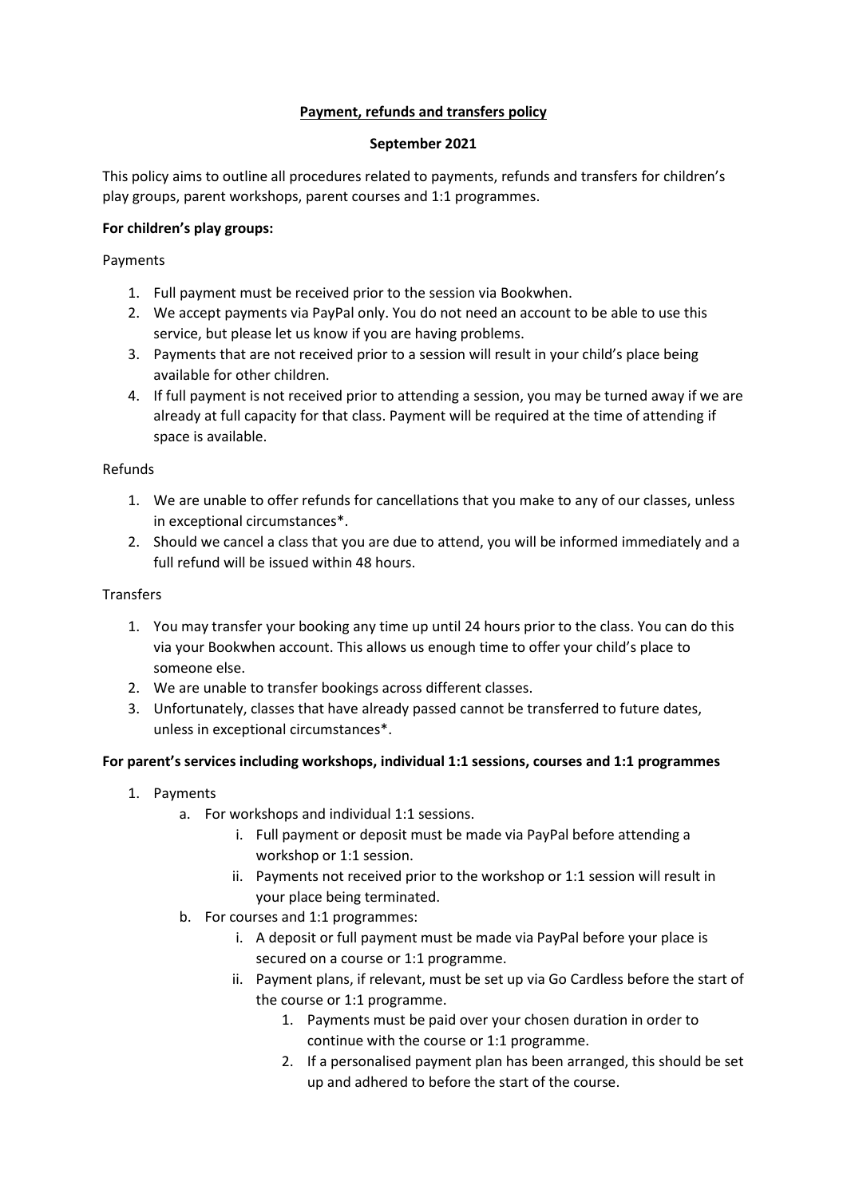# Payment, refunds and transfers policy

**September 2021**

This policy aims to outline all procedures related to payments, refunds and transfers for children's play groups, parent workshops, parent courses and 1:1 programmes.

**For children's play groups:**

Payments

1. Full payment must be received prior to the session via Bookwhen.
2. We accept payments via PayPal only. You do not need an account to be able to use this service, but please let us know if you are having problems.
3. Payments that are not received prior to a session will result in your child's place being available for other children.
4. If full payment is not received prior to attending a session, you may be turned away if we are already at full capacity for that class. Payment will be required at the time of attending if space is available.

Refunds

1. We are unable to offer refunds for cancellations that you make to any of our classes, unless in exceptional circumstances*.
2. Should we cancel a class that you are due to attend, you will be informed immediately and a full refund will be issued within 48 hours.

Transfers

1. You may transfer your booking any time up until 24 hours prior to the class. You can do this via your Bookwhen account. This allows us enough time to offer your child's place to someone else.
2. We are unable to transfer bookings across different classes.
3. Unfortunately, classes that have already passed cannot be transferred to future dates, unless in exceptional circumstances*.

**For parent's services including workshops, individual 1:1 sessions, courses and 1:1 programmes**

1. Payments
   a. For workshops and individual 1:1 sessions.
      i. Full payment or deposit must be made via PayPal before attending a workshop or 1:1 session.
      ii. Payments not received prior to the workshop or 1:1 session will result in your place being terminated.
   b. For courses and 1:1 programmes:
      i. A deposit or full payment must be made via PayPal before your place is secured on a course or 1:1 programme.
      ii. Payment plans, if relevant, must be set up via Go Cardless before the start of the course or 1:1 programme.
         1. Payments must be paid over your chosen duration in order to continue with the course or 1:1 programme.
         2. If a personalised payment plan has been arranged, this should be set up and adhered to before the start of the course.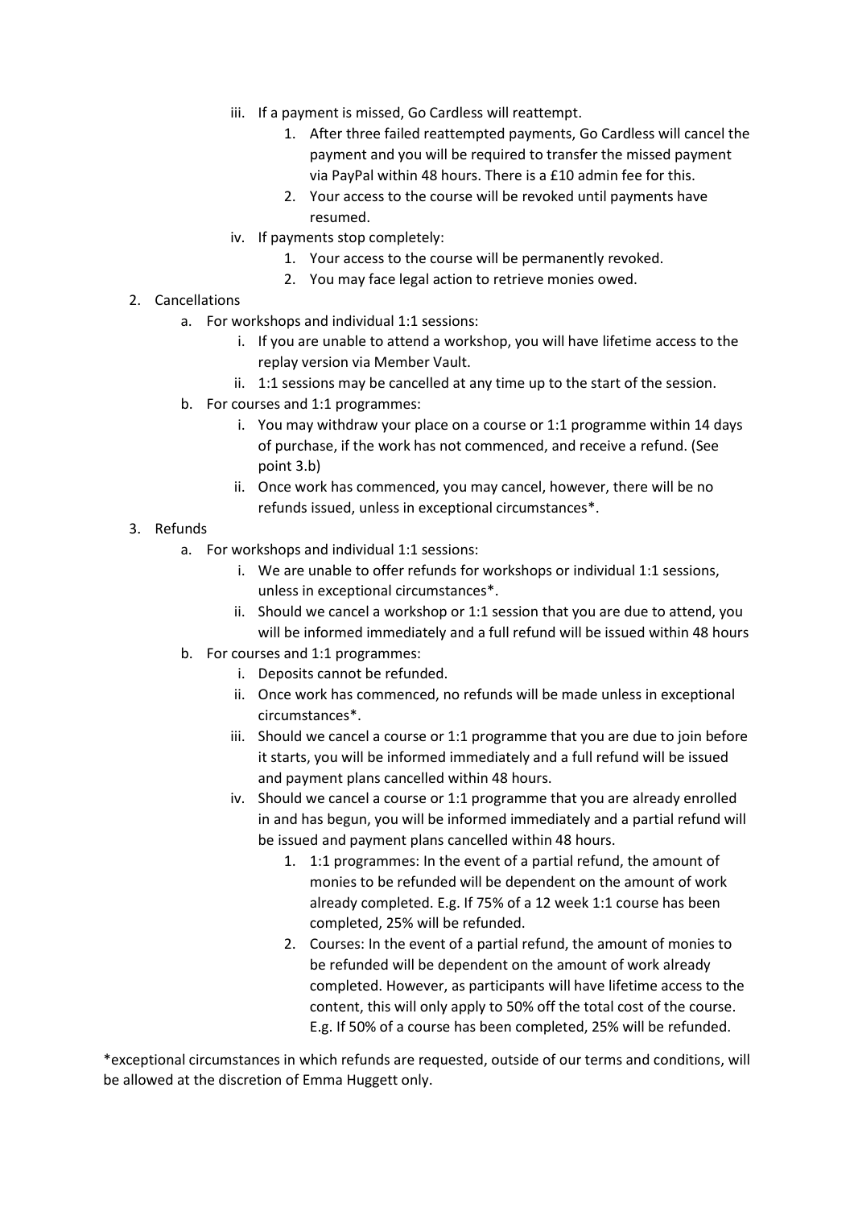iii. If a payment is missed, Go Cardless will reattempt.
      1. After three failed reattempted payments, Go Cardless will cancel the payment and you will be required to transfer the missed payment via PayPal within 48 hours. There is a £10 admin fee for this.
      2. Your access to the course will be revoked until payments have resumed.
   iv. If payments stop completely:
      1. Your access to the course will be permanently revoked.
      2. You may face legal action to retrieve monies owed.

2. Cancellations
   a. For workshops and individual 1:1 sessions:
      i. If you are unable to attend a workshop, you will have lifetime access to the replay version via Member Vault.
      ii. 1:1 sessions may be cancelled at any time up to the start of the session.
   b. For courses and 1:1 programmes:
      i. You may withdraw your place on a course or 1:1 programme within 14 days of purchase, if the work has not commenced, and receive a refund. (See point 3.b)
      ii. Once work has commenced, you may cancel, however, there will be no refunds issued, unless in exceptional circumstances*.

3. Refunds
   a. For workshops and individual 1:1 sessions:
      i. We are unable to offer refunds for workshops or individual 1:1 sessions, unless in exceptional circumstances*.
      ii. Should we cancel a workshop or 1:1 session that you are due to attend, you will be informed immediately and a full refund will be issued within 48 hours
   b. For courses and 1:1 programmes:
      i. Deposits cannot be refunded.
      ii. Once work has commenced, no refunds will be made unless in exceptional circumstances*.
      iii. Should we cancel a course or 1:1 programme that you are due to join before it starts, you will be informed immediately and a full refund will be issued and payment plans cancelled within 48 hours.
      iv. Should we cancel a course or 1:1 programme that you are already enrolled in and has begun, you will be informed immediately and a partial refund will be issued and payment plans cancelled within 48 hours.
         1. 1:1 programmes: In the event of a partial refund, the amount of monies to be refunded will be dependent on the amount of work already completed. E.g. If 75% of a 12 week 1:1 course has been completed, 25% will be refunded.
         2. Courses: In the event of a partial refund, the amount of monies to be refunded will be dependent on the amount of work already completed. However, as participants will have lifetime access to the content, this will only apply to 50% off the total cost of the course. E.g. If 50% of a course has been completed, 25% will be refunded.

*exceptional circumstances in which refunds are requested, outside of our terms and conditions, will be allowed at the discretion of Emma Huggett only.